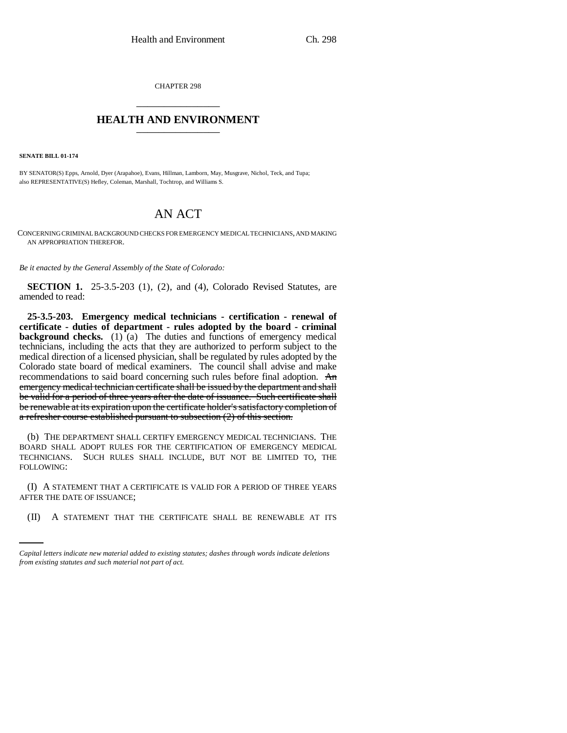CHAPTER 298

# HEALTH AND ENVIRONMENT

**SENATE BILL 01-174**

BY SENATOR(S) Epps, Arnold, Dyer (Arapahoe), Evans, Hillman, Lamborn, May, Musgrave, Nichol, Teck, and Tupa;
also REPRESENTATIVE(S) Hefley, Coleman, Marshall, Tochtrop, and Williams S.

## AN ACT

CONCERNING CRIMINAL BACKGROUND CHECKS FOR EMERGENCY MEDICAL TECHNICIANS, AND MAKING AN APPROPRIATION THEREFOR.

*Be it enacted by the General Assembly of the State of Colorado:*

**SECTION 1.** 25-3.5-203 (1), (2), and (4), Colorado Revised Statutes, are amended to read:

**25-3.5-203. Emergency medical technicians - certification - renewal of certificate - duties of department - rules adopted by the board - criminal background checks.** (1) (a) The duties and functions of emergency medical technicians, including the acts that they are authorized to perform subject to the medical direction of a licensed physician, shall be regulated by rules adopted by the Colorado state board of medical examiners. The council shall advise and make recommendations to said board concerning such rules before final adoption. ~~An emergency medical technician certificate shall be issued by the department and shall be valid for a period of three years after the date of issuance. Such certificate shall be renewable at its expiration upon the certificate holder's satisfactory completion of a refresher course established pursuant to subsection (2) of this section.~~

(b) THE DEPARTMENT SHALL CERTIFY EMERGENCY MEDICAL TECHNICIANS. THE BOARD SHALL ADOPT RULES FOR THE CERTIFICATION OF EMERGENCY MEDICAL TECHNICIANS. SUCH RULES SHALL INCLUDE, BUT NOT BE LIMITED TO, THE FOLLOWING:

(I) A STATEMENT THAT A CERTIFICATE IS VALID FOR A PERIOD OF THREE YEARS AFTER THE DATE OF ISSUANCE;

(II) A STATEMENT THAT THE CERTIFICATE SHALL BE RENEWABLE AT ITS

*Capital letters indicate new material added to existing statutes; dashes through words indicate deletions from existing statutes and such material not part of act.*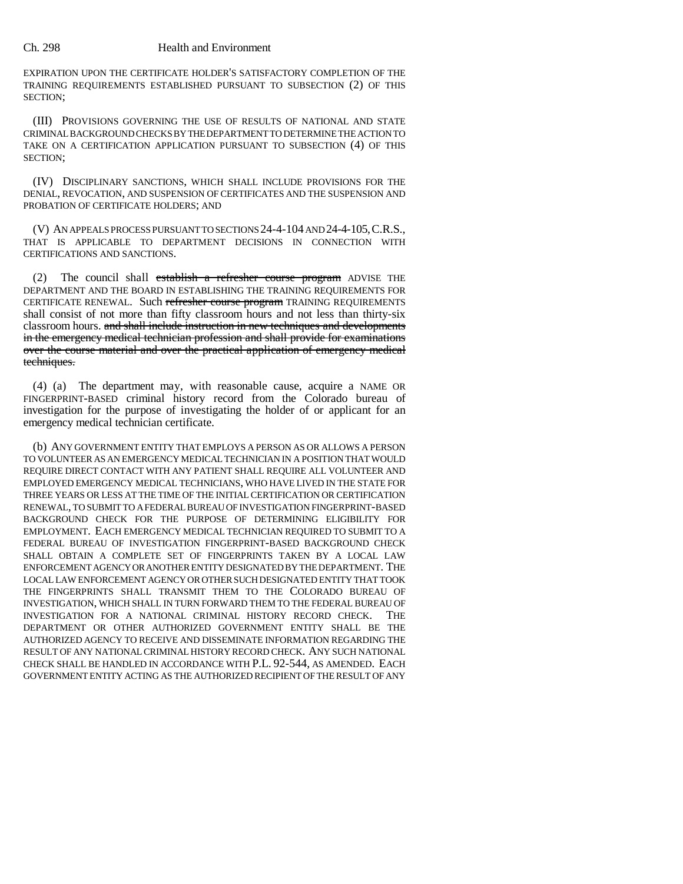EXPIRATION UPON THE CERTIFICATE HOLDER'S SATISFACTORY COMPLETION OF THE TRAINING REQUIREMENTS ESTABLISHED PURSUANT TO SUBSECTION (2) OF THIS SECTION;

(III) PROVISIONS GOVERNING THE USE OF RESULTS OF NATIONAL AND STATE CRIMINAL BACKGROUND CHECKS BY THE DEPARTMENT TO DETERMINE THE ACTION TO TAKE ON A CERTIFICATION APPLICATION PURSUANT TO SUBSECTION (4) OF THIS SECTION;

(IV) DISCIPLINARY SANCTIONS, WHICH SHALL INCLUDE PROVISIONS FOR THE DENIAL, REVOCATION, AND SUSPENSION OF CERTIFICATES AND THE SUSPENSION AND PROBATION OF CERTIFICATE HOLDERS; AND

(V) AN APPEALS PROCESS PURSUANT TO SECTIONS 24-4-104 AND 24-4-105, C.R.S., THAT IS APPLICABLE TO DEPARTMENT DECISIONS IN CONNECTION WITH CERTIFICATIONS AND SANCTIONS.

(2) The council shall ~~establish a refresher course program~~ ADVISE THE DEPARTMENT AND THE BOARD IN ESTABLISHING THE TRAINING REQUIREMENTS FOR CERTIFICATE RENEWAL. Such ~~refresher course program~~ TRAINING REQUIREMENTS shall consist of not more than fifty classroom hours and not less than thirty-six classroom hours. ~~and shall include instruction in new techniques and developments in the emergency medical technician profession and shall provide for examinations over the course material and over the practical application of emergency medical techniques.~~

(4) (a) The department may, with reasonable cause, acquire a NAME OR FINGERPRINT-BASED criminal history record from the Colorado bureau of investigation for the purpose of investigating the holder of or applicant for an emergency medical technician certificate.

(b) ANY GOVERNMENT ENTITY THAT EMPLOYS A PERSON AS OR ALLOWS A PERSON TO VOLUNTEER AS AN EMERGENCY MEDICAL TECHNICIAN IN A POSITION THAT WOULD REQUIRE DIRECT CONTACT WITH ANY PATIENT SHALL REQUIRE ALL VOLUNTEER AND EMPLOYED EMERGENCY MEDICAL TECHNICIANS, WHO HAVE LIVED IN THE STATE FOR THREE YEARS OR LESS AT THE TIME OF THE INITIAL CERTIFICATION OR CERTIFICATION RENEWAL, TO SUBMIT TO A FEDERAL BUREAU OF INVESTIGATION FINGERPRINT-BASED BACKGROUND CHECK FOR THE PURPOSE OF DETERMINING ELIGIBILITY FOR EMPLOYMENT. EACH EMERGENCY MEDICAL TECHNICIAN REQUIRED TO SUBMIT TO A FEDERAL BUREAU OF INVESTIGATION FINGERPRINT-BASED BACKGROUND CHECK SHALL OBTAIN A COMPLETE SET OF FINGERPRINTS TAKEN BY A LOCAL LAW ENFORCEMENT AGENCY OR ANOTHER ENTITY DESIGNATED BY THE DEPARTMENT. THE LOCAL LAW ENFORCEMENT AGENCY OR OTHER SUCH DESIGNATED ENTITY THAT TOOK THE FINGERPRINTS SHALL TRANSMIT THEM TO THE COLORADO BUREAU OF INVESTIGATION, WHICH SHALL IN TURN FORWARD THEM TO THE FEDERAL BUREAU OF INVESTIGATION FOR A NATIONAL CRIMINAL HISTORY RECORD CHECK. THE DEPARTMENT OR OTHER AUTHORIZED GOVERNMENT ENTITY SHALL BE THE AUTHORIZED AGENCY TO RECEIVE AND DISSEMINATE INFORMATION REGARDING THE RESULT OF ANY NATIONAL CRIMINAL HISTORY RECORD CHECK. ANY SUCH NATIONAL CHECK SHALL BE HANDLED IN ACCORDANCE WITH P.L. 92-544, AS AMENDED. EACH GOVERNMENT ENTITY ACTING AS THE AUTHORIZED RECIPIENT OF THE RESULT OF ANY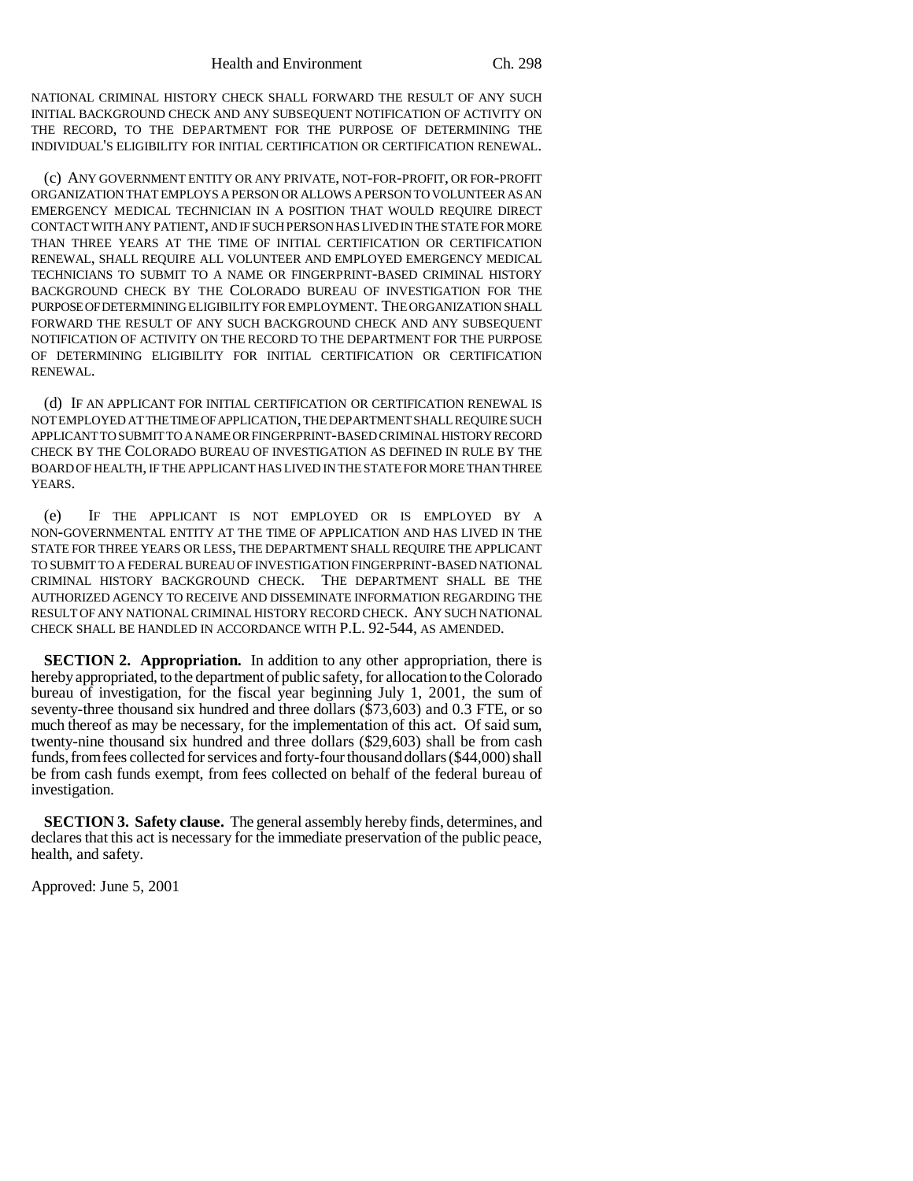NATIONAL CRIMINAL HISTORY CHECK SHALL FORWARD THE RESULT OF ANY SUCH INITIAL BACKGROUND CHECK AND ANY SUBSEQUENT NOTIFICATION OF ACTIVITY ON THE RECORD, TO THE DEPARTMENT FOR THE PURPOSE OF DETERMINING THE INDIVIDUAL'S ELIGIBILITY FOR INITIAL CERTIFICATION OR CERTIFICATION RENEWAL.

(c) ANY GOVERNMENT ENTITY OR ANY PRIVATE, NOT-FOR-PROFIT, OR FOR-PROFIT ORGANIZATION THAT EMPLOYS A PERSON OR ALLOWS A PERSON TO VOLUNTEER AS AN EMERGENCY MEDICAL TECHNICIAN IN A POSITION THAT WOULD REQUIRE DIRECT CONTACT WITH ANY PATIENT, AND IF SUCH PERSON HAS LIVED IN THE STATE FOR MORE THAN THREE YEARS AT THE TIME OF INITIAL CERTIFICATION OR CERTIFICATION RENEWAL, SHALL REQUIRE ALL VOLUNTEER AND EMPLOYED EMERGENCY MEDICAL TECHNICIANS TO SUBMIT TO A NAME OR FINGERPRINT-BASED CRIMINAL HISTORY BACKGROUND CHECK BY THE COLORADO BUREAU OF INVESTIGATION FOR THE PURPOSE OF DETERMINING ELIGIBILITY FOR EMPLOYMENT. THE ORGANIZATION SHALL FORWARD THE RESULT OF ANY SUCH BACKGROUND CHECK AND ANY SUBSEQUENT NOTIFICATION OF ACTIVITY ON THE RECORD TO THE DEPARTMENT FOR THE PURPOSE OF DETERMINING ELIGIBILITY FOR INITIAL CERTIFICATION OR CERTIFICATION RENEWAL.

(d) IF AN APPLICANT FOR INITIAL CERTIFICATION OR CERTIFICATION RENEWAL IS NOT EMPLOYED AT THE TIME OF APPLICATION, THE DEPARTMENT SHALL REQUIRE SUCH APPLICANT TO SUBMIT TO A NAME OR FINGERPRINT-BASED CRIMINAL HISTORY RECORD CHECK BY THE COLORADO BUREAU OF INVESTIGATION AS DEFINED IN RULE BY THE BOARD OF HEALTH, IF THE APPLICANT HAS LIVED IN THE STATE FOR MORE THAN THREE YEARS.

(e) IF THE APPLICANT IS NOT EMPLOYED OR IS EMPLOYED BY A NON-GOVERNMENTAL ENTITY AT THE TIME OF APPLICATION AND HAS LIVED IN THE STATE FOR THREE YEARS OR LESS, THE DEPARTMENT SHALL REQUIRE THE APPLICANT TO SUBMIT TO A FEDERAL BUREAU OF INVESTIGATION FINGERPRINT-BASED NATIONAL CRIMINAL HISTORY BACKGROUND CHECK. THE DEPARTMENT SHALL BE THE AUTHORIZED AGENCY TO RECEIVE AND DISSEMINATE INFORMATION REGARDING THE RESULT OF ANY NATIONAL CRIMINAL HISTORY RECORD CHECK. ANY SUCH NATIONAL CHECK SHALL BE HANDLED IN ACCORDANCE WITH P.L. 92-544, AS AMENDED.

**SECTION 2. Appropriation.** In addition to any other appropriation, there is hereby appropriated, to the department of public safety, for allocation to the Colorado bureau of investigation, for the fiscal year beginning July 1, 2001, the sum of seventy-three thousand six hundred and three dollars ($73,603) and 0.3 FTE, or so much thereof as may be necessary, for the implementation of this act. Of said sum, twenty-nine thousand six hundred and three dollars ($29,603) shall be from cash funds, from fees collected for services and forty-four thousand dollars ($44,000) shall be from cash funds exempt, from fees collected on behalf of the federal bureau of investigation.

**SECTION 3. Safety clause.** The general assembly hereby finds, determines, and declares that this act is necessary for the immediate preservation of the public peace, health, and safety.

Approved: June 5, 2001